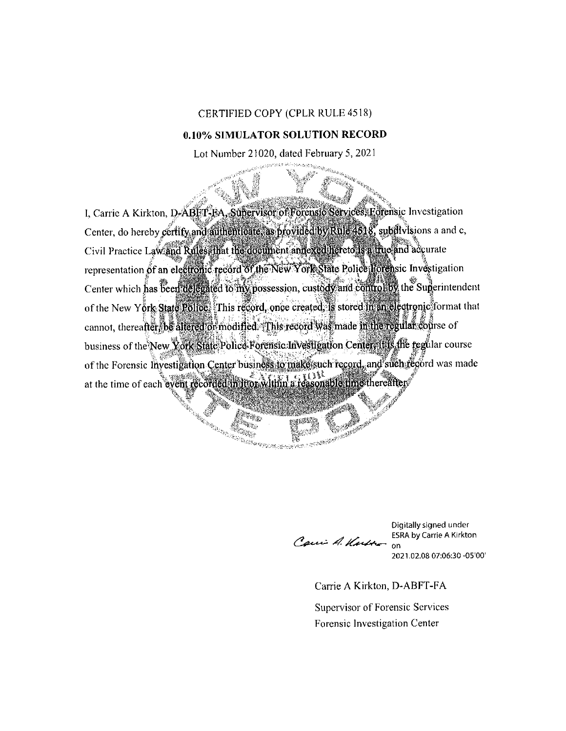CERTIFIED COPY (CPLR RULE 4518)

**0.10% SIMULATOR SOLUTION RECORD**

Lot Number 21020, dated February 5, 2021

I, Carrie A Kirkton, D-ABFT-FA, Supervisor of Forensic Services, Forensic Investigation Center, do hereby certify and authenticate, as provided by Rule 4518, subdivisions a and c, Civil Practice Law and Rules, that the document annexed hereto is a true and accurate representation of an electronic record of the New York State Police Forensic Investigation Center which has been delegated to my possession, custody and control by the Superintendent of the New York State Police. This record, once created, is stored in an electronic format that cannot, thereafter, be altered or modified. This record was made in the regular course of business of the New York State Police Forensic Investigation Center. It is the regular course of the Forensic Investigation Center business to make such record, and such record was made at the time of each event recorded in it or within a reasonable time thereafter.

Digitally signed under ESRA by Carrie A Kirkton on 2021.02.08 07:06:30 -05'00'

Carrie A Kirkton, D-ABFT-FA

Supervisor of Forensic Services

Forensic Investigation Center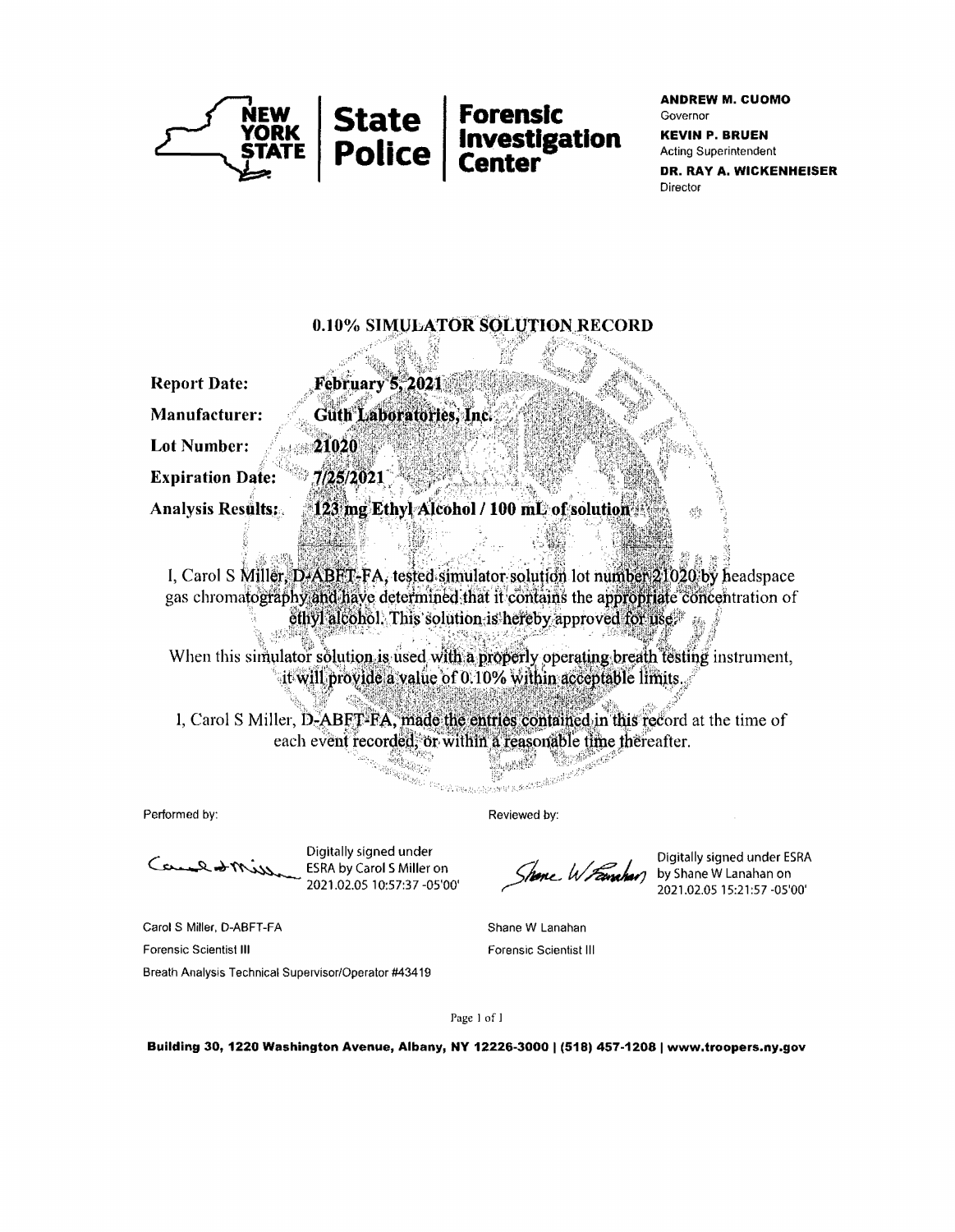**NEW YORK STATE** | **State Police** | **Forensic Investigation Center**

**ANDREW M. CUOMO**
Governor

**KEVIN P. BRUEN**
Acting Superintendent

**DR. RAY A. WICKENHEISER**
Director

## 0.10% SIMULATOR SOLUTION RECORD

**Report Date:** **February 5, 2021**

**Manufacturer:** **Guth Laboratories, Inc.**

**Lot Number:** **21020**

**Expiration Date:** **7/25/2021**

**Analysis Results:** **123 mg Ethyl Alcohol / 100 mL of solution**

I, Carol S Miller, D-ABFT-FA, tested simulator solution lot number 21020 by headspace gas chromatography and have determined that it contains the appropriate concentration of ethyl alcohol. This solution is hereby approved for use.

When this simulator solution is used with a properly operating breath testing instrument, it will provide a value of 0.10% within acceptable limits.

I, Carol S Miller, D-ABFT-FA, made the entries contained in this record at the time of each event recorded, or within a reasonable time thereafter.

Performed by:

Digitally signed under ESRA by Carol S Miller on 2021.02.05 10:57:37 -05'00'

Carol S Miller, D-ABFT-FA
Forensic Scientist III
Breath Analysis Technical Supervisor/Operator #43419

Reviewed by:

Digitally signed under ESRA by Shane W Lanahan on 2021.02.05 15:21:57 -05'00'

Shane W Lanahan
Forensic Scientist III

**Building 30, 1220 Washington Avenue, Albany, NY 12226-3000 | (518) 457-1208 | www.troopers.ny.gov**